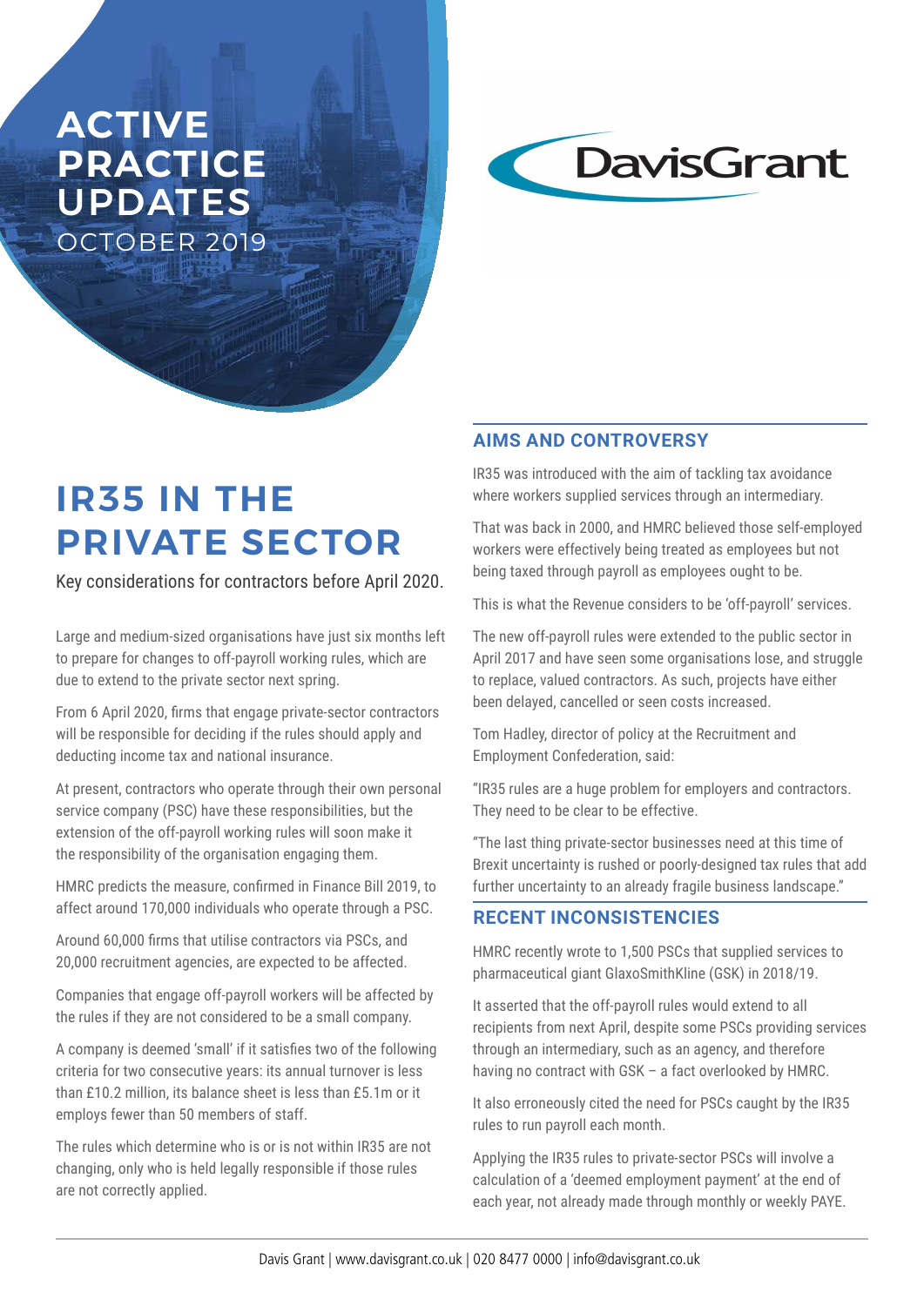# ACTIVE PRACTICE UPDATES

OCTOBER 2019

DavisGrant

## IR35 IN THE PRIVATE SECTOR

Key considerations for contractors before April 2020.

Large and medium-sized organisations have just six months left to prepare for changes to off-payroll working rules, which are due to extend to the private sector next spring.

From 6 April 2020, firms that engage private-sector contractors will be responsible for deciding if the rules should apply and deducting income tax and national insurance.

At present, contractors who operate through their own personal service company (PSC) have these responsibilities, but the extension of the off-payroll working rules will soon make it the responsibility of the organisation engaging them.

HMRC predicts the measure, confirmed in Finance Bill 2019, to affect around 170,000 individuals who operate through a PSC.

Around 60,000 firms that utilise contractors via PSCs, and 20,000 recruitment agencies, are expected to be affected.

Companies that engage off-payroll workers will be affected by the rules if they are not considered to be a small company.

A company is deemed 'small' if it satisfies two of the following criteria for two consecutive years: its annual turnover is less than £10.2 million, its balance sheet is less than £5.1m or it employs fewer than 50 members of staff.

The rules which determine who is or is not within IR35 are not changing, only who is held legally responsible if those rules are not correctly applied.

### AIMS AND CONTROVERSY

IR35 was introduced with the aim of tackling tax avoidance where workers supplied services through an intermediary.

That was back in 2000, and HMRC believed those self-employed workers were effectively being treated as employees but not being taxed through payroll as employees ought to be.

This is what the Revenue considers to be 'off-payroll' services.

The new off-payroll rules were extended to the public sector in April 2017 and have seen some organisations lose, and struggle to replace, valued contractors. As such, projects have either been delayed, cancelled or seen costs increased.

Tom Hadley, director of policy at the Recruitment and Employment Confederation, said:

"IR35 rules are a huge problem for employers and contractors. They need to be clear to be effective.

"The last thing private-sector businesses need at this time of Brexit uncertainty is rushed or poorly-designed tax rules that add further uncertainty to an already fragile business landscape."

### RECENT INCONSISTENCIES

HMRC recently wrote to 1,500 PSCs that supplied services to pharmaceutical giant GlaxoSmithKline (GSK) in 2018/19.

It asserted that the off-payroll rules would extend to all recipients from next April, despite some PSCs providing services through an intermediary, such as an agency, and therefore having no contract with GSK – a fact overlooked by HMRC.

It also erroneously cited the need for PSCs caught by the IR35 rules to run payroll each month.

Applying the IR35 rules to private-sector PSCs will involve a calculation of a 'deemed employment payment' at the end of each year, not already made through monthly or weekly PAYE.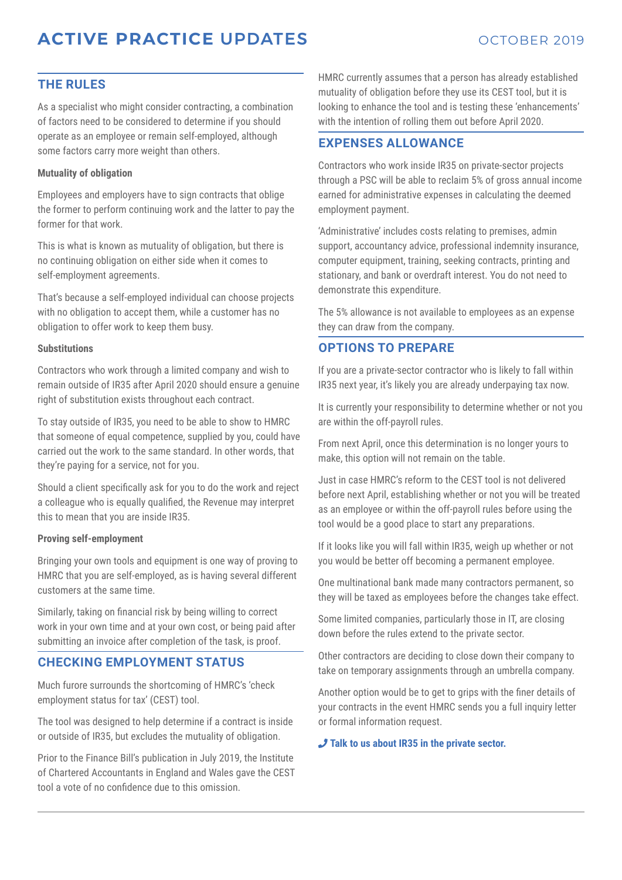## THE RULES

As a specialist who might consider contracting, a combination of factors need to be considered to determine if you should operate as an employee or remain self-employed, although some factors carry more weight than others.

**Mutuality of obligation**

Employees and employers have to sign contracts that oblige the former to perform continuing work and the latter to pay the former for that work.

This is what is known as mutuality of obligation, but there is no continuing obligation on either side when it comes to self-employment agreements.

That's because a self-employed individual can choose projects with no obligation to accept them, while a customer has no obligation to offer work to keep them busy.

**Substitutions**

Contractors who work through a limited company and wish to remain outside of IR35 after April 2020 should ensure a genuine right of substitution exists throughout each contract.

To stay outside of IR35, you need to be able to show to HMRC that someone of equal competence, supplied by you, could have carried out the work to the same standard. In other words, that they're paying for a service, not for you.

Should a client specifically ask for you to do the work and reject a colleague who is equally qualified, the Revenue may interpret this to mean that you are inside IR35.

**Proving self-employment**

Bringing your own tools and equipment is one way of proving to HMRC that you are self-employed, as is having several different customers at the same time.

Similarly, taking on financial risk by being willing to correct work in your own time and at your own cost, or being paid after submitting an invoice after completion of the task, is proof.

## CHECKING EMPLOYMENT STATUS

Much furore surrounds the shortcoming of HMRC's 'check employment status for tax' (CEST) tool.

The tool was designed to help determine if a contract is inside or outside of IR35, but excludes the mutuality of obligation.

Prior to the Finance Bill's publication in July 2019, the Institute of Chartered Accountants in England and Wales gave the CEST tool a vote of no confidence due to this omission.

HMRC currently assumes that a person has already established mutuality of obligation before they use its CEST tool, but it is looking to enhance the tool and is testing these 'enhancements' with the intention of rolling them out before April 2020.

## EXPENSES ALLOWANCE

Contractors who work inside IR35 on private-sector projects through a PSC will be able to reclaim 5% of gross annual income earned for administrative expenses in calculating the deemed employment payment.

'Administrative' includes costs relating to premises, admin support, accountancy advice, professional indemnity insurance, computer equipment, training, seeking contracts, printing and stationary, and bank or overdraft interest. You do not need to demonstrate this expenditure.

The 5% allowance is not available to employees as an expense they can draw from the company.

## OPTIONS TO PREPARE

If you are a private-sector contractor who is likely to fall within IR35 next year, it's likely you are already underpaying tax now.

It is currently your responsibility to determine whether or not you are within the off-payroll rules.

From next April, once this determination is no longer yours to make, this option will not remain on the table.

Just in case HMRC's reform to the CEST tool is not delivered before next April, establishing whether or not you will be treated as an employee or within the off-payroll rules before using the tool would be a good place to start any preparations.

If it looks like you will fall within IR35, weigh up whether or not you would be better off becoming a permanent employee.

One multinational bank made many contractors permanent, so they will be taxed as employees before the changes take effect.

Some limited companies, particularly those in IT, are closing down before the rules extend to the private sector.

Other contractors are deciding to close down their company to take on temporary assignments through an umbrella company.

Another option would be to get to grips with the finer details of your contracts in the event HMRC sends you a full inquiry letter or formal information request.

**Talk to us about IR35 in the private sector.**